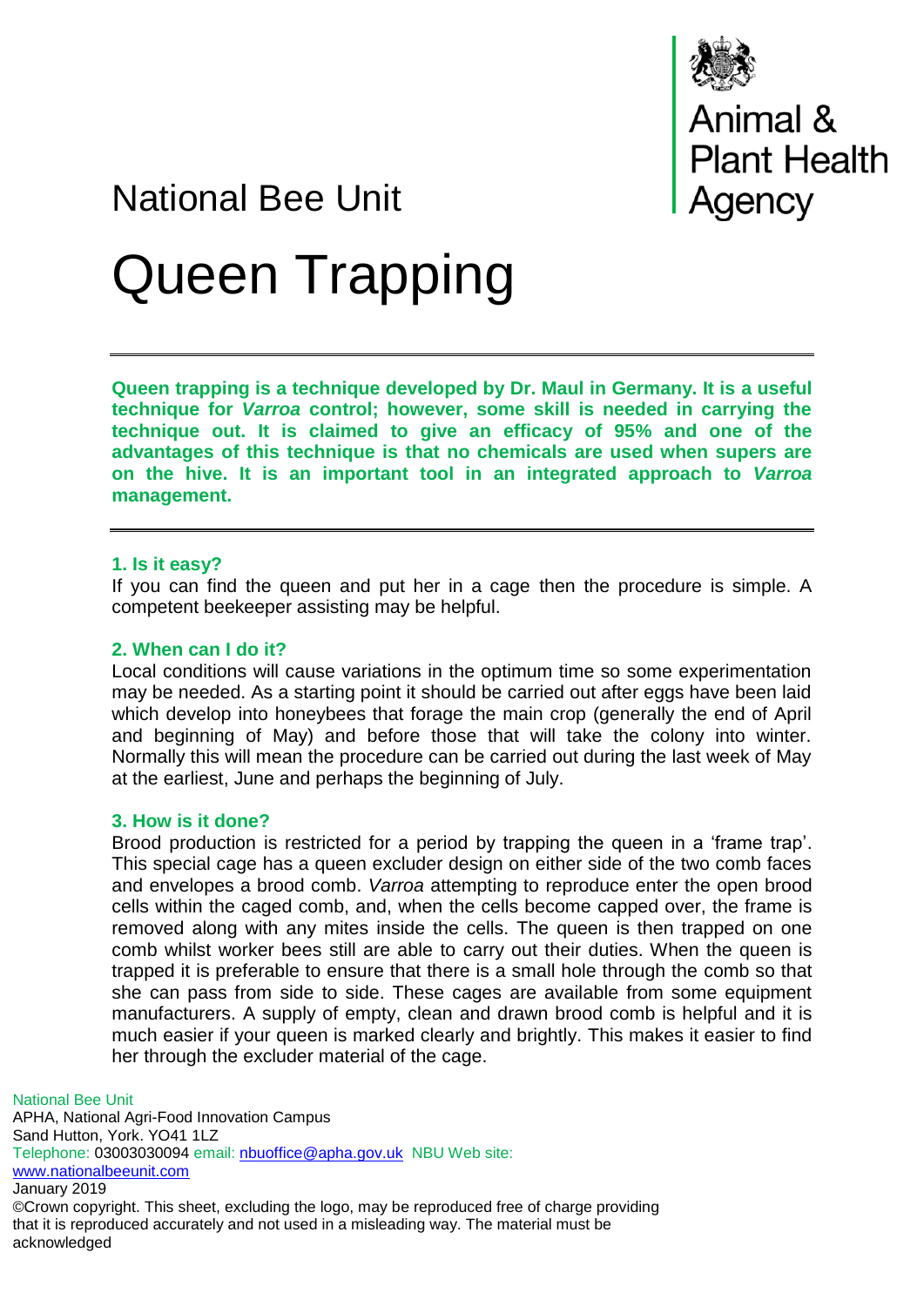National Bee Unit

Animal & Plant Health Agency

# Queen Trapping

**Queen trapping is a technique developed by Dr. Maul in Germany. It is a useful technique for *Varroa* control; however, some skill is needed in carrying the technique out. It is claimed to give an efficacy of 95% and one of the advantages of this technique is that no chemicals are used when supers are on the hive. It is an important tool in an integrated approach to *Varroa* management.**

### 1. Is it easy?

If you can find the queen and put her in a cage then the procedure is simple. A competent beekeeper assisting may be helpful.

### 2. When can I do it?

Local conditions will cause variations in the optimum time so some experimentation may be needed. As a starting point it should be carried out after eggs have been laid which develop into honeybees that forage the main crop (generally the end of April and beginning of May) and before those that will take the colony into winter. Normally this will mean the procedure can be carried out during the last week of May at the earliest, June and perhaps the beginning of July.

### 3. How is it done?

Brood production is restricted for a period by trapping the queen in a 'frame trap'. This special cage has a queen excluder design on either side of the two comb faces and envelopes a brood comb. *Varroa* attempting to reproduce enter the open brood cells within the caged comb, and, when the cells become capped over, the frame is removed along with any mites inside the cells. The queen is then trapped on one comb whilst worker bees still are able to carry out their duties. When the queen is trapped it is preferable to ensure that there is a small hole through the comb so that she can pass from side to side. These cages are available from some equipment manufacturers. A supply of empty, clean and drawn brood comb is helpful and it is much easier if your queen is marked clearly and brightly. This makes it easier to find her through the excluder material of the cage.

National Bee Unit
APHA, National Agri-Food Innovation Campus
Sand Hutton, York. YO41 1LZ
Telephone: 03003030094 email: nbuoffice@apha.gov.uk NBU Web site: www.nationalbeeunit.com
January 2019
©Crown copyright. This sheet, excluding the logo, may be reproduced free of charge providing that it is reproduced accurately and not used in a misleading way. The material must be acknowledged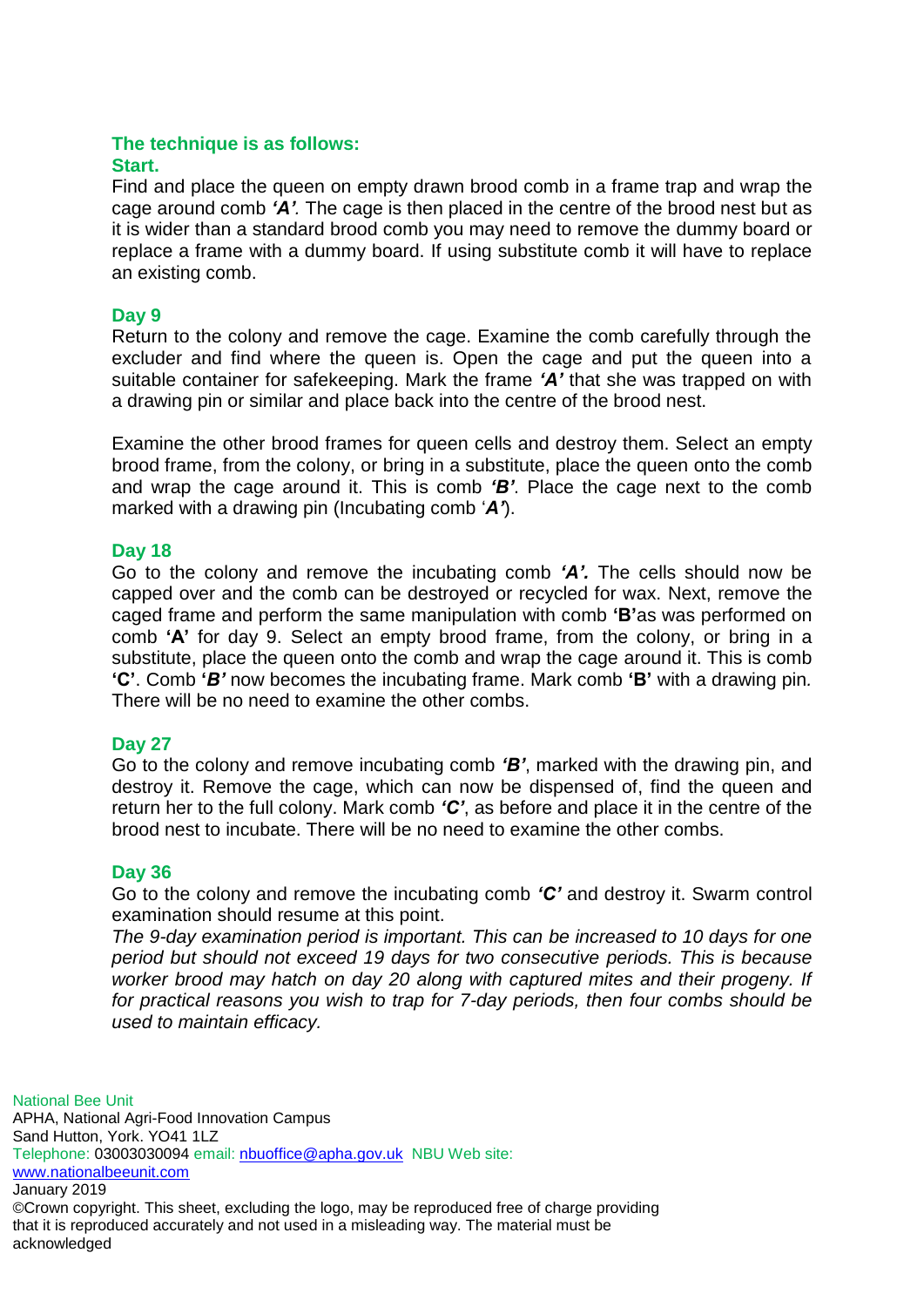**The technique is as follows:**

**Start.**

Find and place the queen on empty drawn brood comb in a frame trap and wrap the cage around comb ***'A'***. The cage is then placed in the centre of the brood nest but as it is wider than a standard brood comb you may need to remove the dummy board or replace a frame with a dummy board. If using substitute comb it will have to replace an existing comb.

**Day 9**

Return to the colony and remove the cage. Examine the comb carefully through the excluder and find where the queen is. Open the cage and put the queen into a suitable container for safekeeping. Mark the frame ***'A'*** that she was trapped on with a drawing pin or similar and place back into the centre of the brood nest.

Examine the other brood frames for queen cells and destroy them. Select an empty brood frame, from the colony, or bring in a substitute, place the queen onto the comb and wrap the cage around it. This is comb ***'B'***. Place the cage next to the comb marked with a drawing pin (Incubating comb '***A'***).

**Day 18**

Go to the colony and remove the incubating comb ***'A'.*** The cells should now be capped over and the comb can be destroyed or recycled for wax. Next, remove the caged frame and perform the same manipulation with comb **'B'**as was performed on comb **'A'** for day 9. Select an empty brood frame, from the colony, or bring in a substitute, place the queen onto the comb and wrap the cage around it. This is comb **'C'**. Comb **'*B'*** now becomes the incubating frame. Mark comb **'B'** with a drawing pin. There will be no need to examine the other combs.

**Day 27**

Go to the colony and remove incubating comb ***'B'***, marked with the drawing pin, and destroy it. Remove the cage, which can now be dispensed of, find the queen and return her to the full colony. Mark comb ***'C'***, as before and place it in the centre of the brood nest to incubate. There will be no need to examine the other combs.

**Day 36**

Go to the colony and remove the incubating comb ***'C'*** and destroy it. Swarm control examination should resume at this point.

*The 9-day examination period is important. This can be increased to 10 days for one period but should not exceed 19 days for two consecutive periods. This is because worker brood may hatch on day 20 along with captured mites and their progeny. If for practical reasons you wish to trap for 7-day periods, then four combs should be used to maintain efficacy.*

National Bee Unit
APHA, National Agri-Food Innovation Campus
Sand Hutton, York. YO41 1LZ
Telephone: 03003030094 email: nbuoffice@apha.gov.uk NBU Web site: www.nationalbeeunit.com
January 2019
©Crown copyright. This sheet, excluding the logo, may be reproduced free of charge providing that it is reproduced accurately and not used in a misleading way. The material must be acknowledged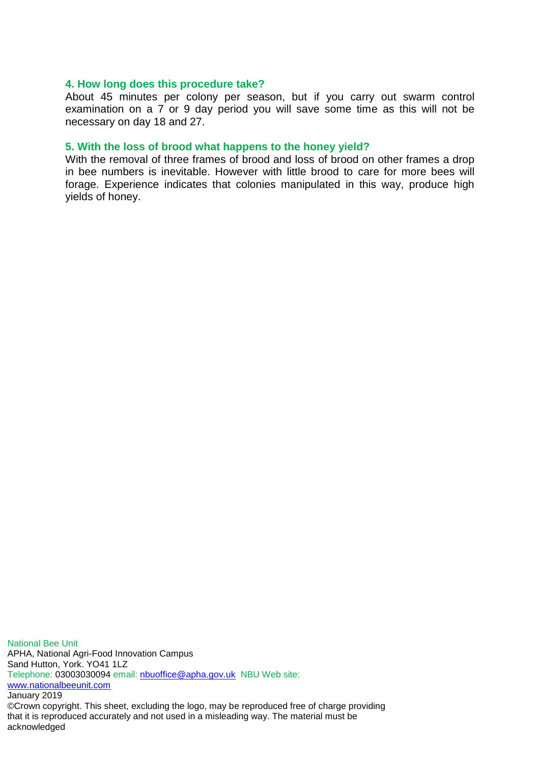### 4. How long does this procedure take?

About 45 minutes per colony per season, but if you carry out swarm control examination on a 7 or 9 day period you will save some time as this will not be necessary on day 18 and 27.

### 5. With the loss of brood what happens to the honey yield?

With the removal of three frames of brood and loss of brood on other frames a drop in bee numbers is inevitable. However with little brood to care for more bees will forage. Experience indicates that colonies manipulated in this way, produce high yields of honey.

National Bee Unit
APHA, National Agri-Food Innovation Campus
Sand Hutton, York. YO41 1LZ
Telephone: 03003030094 email: nbuoffice@apha.gov.uk NBU Web site:
www.nationalbeeunit.com
January 2019
©Crown copyright. This sheet, excluding the logo, may be reproduced free of charge providing that it is reproduced accurately and not used in a misleading way. The material must be acknowledged